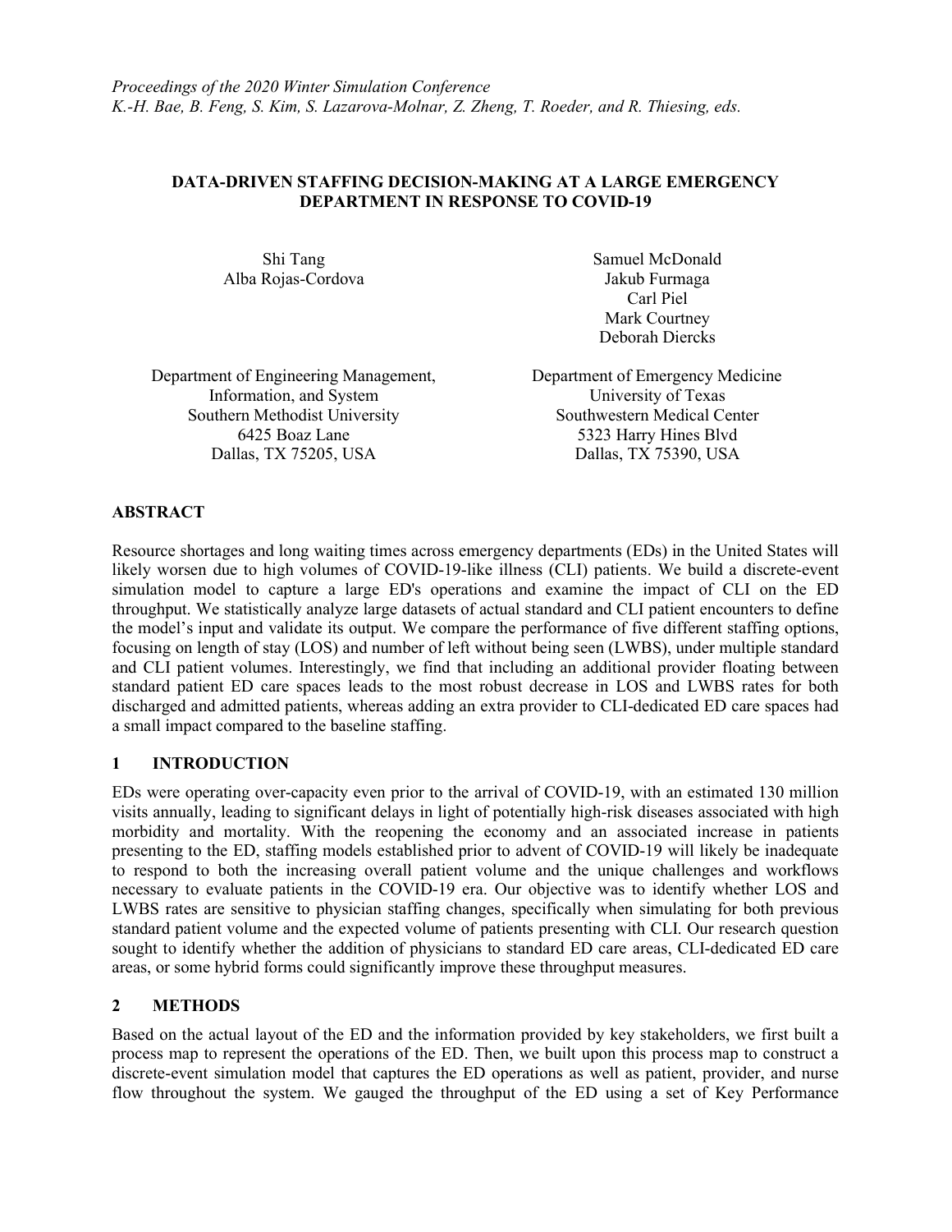*Proceedings of the 2020 Winter Simulation Conference*
*K.-H. Bae, B. Feng, S. Kim, S. Lazarova-Molnar, Z. Zheng, T. Roeder, and R. Thiesing, eds.*

# DATA-DRIVEN STAFFING DECISION-MAKING AT A LARGE EMERGENCY DEPARTMENT IN RESPONSE TO COVID-19

Shi Tang
Alba Rojas-Cordova

Department of Engineering Management, Information, and System
Southern Methodist University
6425 Boaz Lane
Dallas, TX 75205, USA

Samuel McDonald
Jakub Furmaga
Carl Piel
Mark Courtney
Deborah Diercks

Department of Emergency Medicine
University of Texas
Southwestern Medical Center
5323 Harry Hines Blvd
Dallas, TX 75390, USA

## ABSTRACT

Resource shortages and long waiting times across emergency departments (EDs) in the United States will likely worsen due to high volumes of COVID-19-like illness (CLI) patients. We build a discrete-event simulation model to capture a large ED's operations and examine the impact of CLI on the ED throughput. We statistically analyze large datasets of actual standard and CLI patient encounters to define the model's input and validate its output. We compare the performance of five different staffing options, focusing on length of stay (LOS) and number of left without being seen (LWBS), under multiple standard and CLI patient volumes. Interestingly, we find that including an additional provider floating between standard patient ED care spaces leads to the most robust decrease in LOS and LWBS rates for both discharged and admitted patients, whereas adding an extra provider to CLI-dedicated ED care spaces had a small impact compared to the baseline staffing.

## 1 INTRODUCTION

EDs were operating over-capacity even prior to the arrival of COVID-19, with an estimated 130 million visits annually, leading to significant delays in light of potentially high-risk diseases associated with high morbidity and mortality. With the reopening the economy and an associated increase in patients presenting to the ED, staffing models established prior to advent of COVID-19 will likely be inadequate to respond to both the increasing overall patient volume and the unique challenges and workflows necessary to evaluate patients in the COVID-19 era. Our objective was to identify whether LOS and LWBS rates are sensitive to physician staffing changes, specifically when simulating for both previous standard patient volume and the expected volume of patients presenting with CLI. Our research question sought to identify whether the addition of physicians to standard ED care areas, CLI-dedicated ED care areas, or some hybrid forms could significantly improve these throughput measures.

## 2 METHODS

Based on the actual layout of the ED and the information provided by key stakeholders, we first built a process map to represent the operations of the ED. Then, we built upon this process map to construct a discrete-event simulation model that captures the ED operations as well as patient, provider, and nurse flow throughout the system. We gauged the throughput of the ED using a set of Key Performance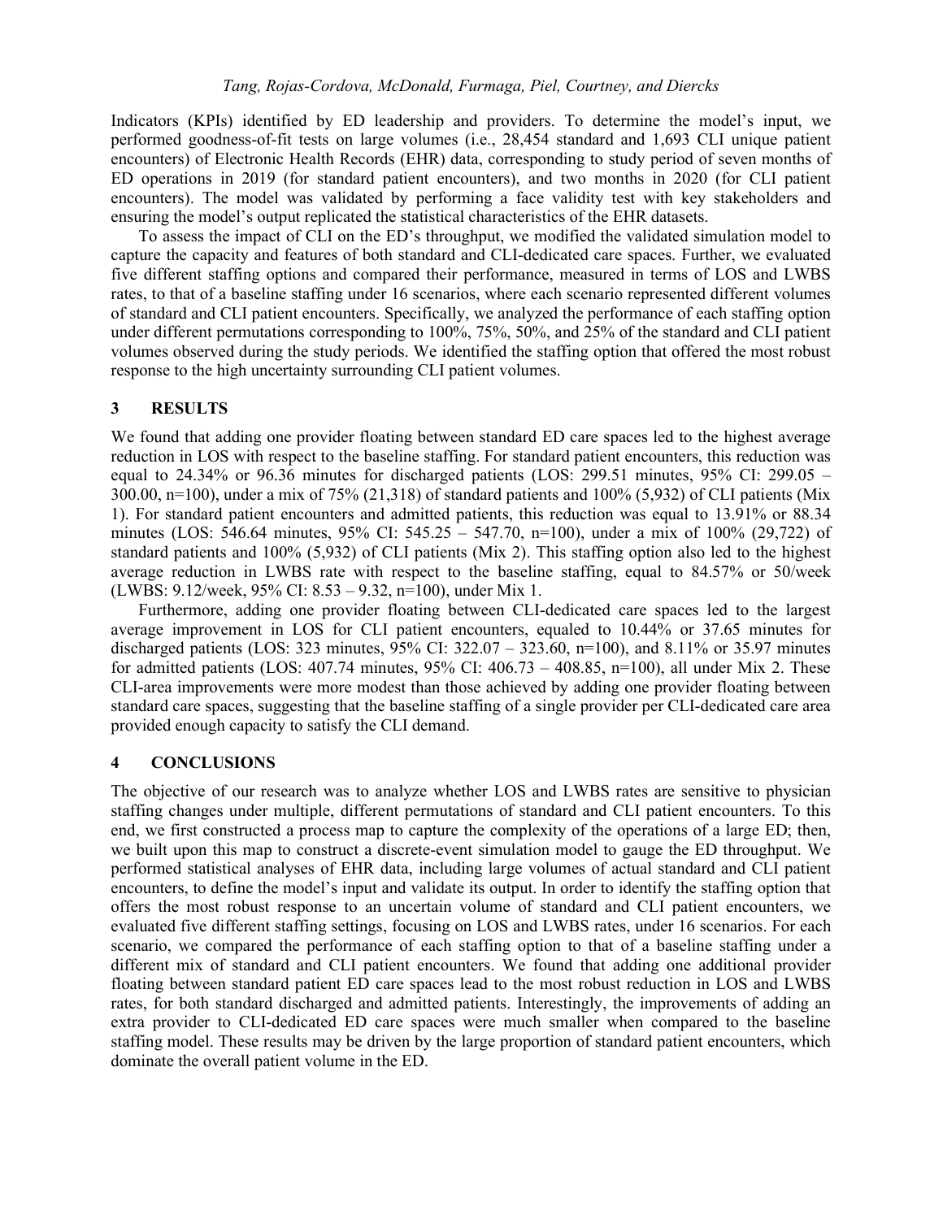Indicators (KPIs) identified by ED leadership and providers. To determine the model's input, we performed goodness-of-fit tests on large volumes (i.e., 28,454 standard and 1,693 CLI unique patient encounters) of Electronic Health Records (EHR) data, corresponding to study period of seven months of ED operations in 2019 (for standard patient encounters), and two months in 2020 (for CLI patient encounters). The model was validated by performing a face validity test with key stakeholders and ensuring the model's output replicated the statistical characteristics of the EHR datasets.

To assess the impact of CLI on the ED's throughput, we modified the validated simulation model to capture the capacity and features of both standard and CLI-dedicated care spaces. Further, we evaluated five different staffing options and compared their performance, measured in terms of LOS and LWBS rates, to that of a baseline staffing under 16 scenarios, where each scenario represented different volumes of standard and CLI patient encounters. Specifically, we analyzed the performance of each staffing option under different permutations corresponding to 100%, 75%, 50%, and 25% of the standard and CLI patient volumes observed during the study periods. We identified the staffing option that offered the most robust response to the high uncertainty surrounding CLI patient volumes.

## 3 RESULTS

We found that adding one provider floating between standard ED care spaces led to the highest average reduction in LOS with respect to the baseline staffing. For standard patient encounters, this reduction was equal to 24.34% or 96.36 minutes for discharged patients (LOS: 299.51 minutes, 95% CI: 299.05 – 300.00, n=100), under a mix of 75% (21,318) of standard patients and 100% (5,932) of CLI patients (Mix 1). For standard patient encounters and admitted patients, this reduction was equal to 13.91% or 88.34 minutes (LOS: 546.64 minutes, 95% CI: 545.25 – 547.70, n=100), under a mix of 100% (29,722) of standard patients and 100% (5,932) of CLI patients (Mix 2). This staffing option also led to the highest average reduction in LWBS rate with respect to the baseline staffing, equal to 84.57% or 50/week (LWBS: 9.12/week, 95% CI: 8.53 – 9.32, n=100), under Mix 1.

Furthermore, adding one provider floating between CLI-dedicated care spaces led to the largest average improvement in LOS for CLI patient encounters, equaled to 10.44% or 37.65 minutes for discharged patients (LOS: 323 minutes, 95% CI: 322.07 – 323.60, n=100), and 8.11% or 35.97 minutes for admitted patients (LOS: 407.74 minutes, 95% CI: 406.73 – 408.85, n=100), all under Mix 2. These CLI-area improvements were more modest than those achieved by adding one provider floating between standard care spaces, suggesting that the baseline staffing of a single provider per CLI-dedicated care area provided enough capacity to satisfy the CLI demand.

## 4 CONCLUSIONS

The objective of our research was to analyze whether LOS and LWBS rates are sensitive to physician staffing changes under multiple, different permutations of standard and CLI patient encounters. To this end, we first constructed a process map to capture the complexity of the operations of a large ED; then, we built upon this map to construct a discrete-event simulation model to gauge the ED throughput. We performed statistical analyses of EHR data, including large volumes of actual standard and CLI patient encounters, to define the model's input and validate its output. In order to identify the staffing option that offers the most robust response to an uncertain volume of standard and CLI patient encounters, we evaluated five different staffing settings, focusing on LOS and LWBS rates, under 16 scenarios. For each scenario, we compared the performance of each staffing option to that of a baseline staffing under a different mix of standard and CLI patient encounters. We found that adding one additional provider floating between standard patient ED care spaces lead to the most robust reduction in LOS and LWBS rates, for both standard discharged and admitted patients. Interestingly, the improvements of adding an extra provider to CLI-dedicated ED care spaces were much smaller when compared to the baseline staffing model. These results may be driven by the large proportion of standard patient encounters, which dominate the overall patient volume in the ED.